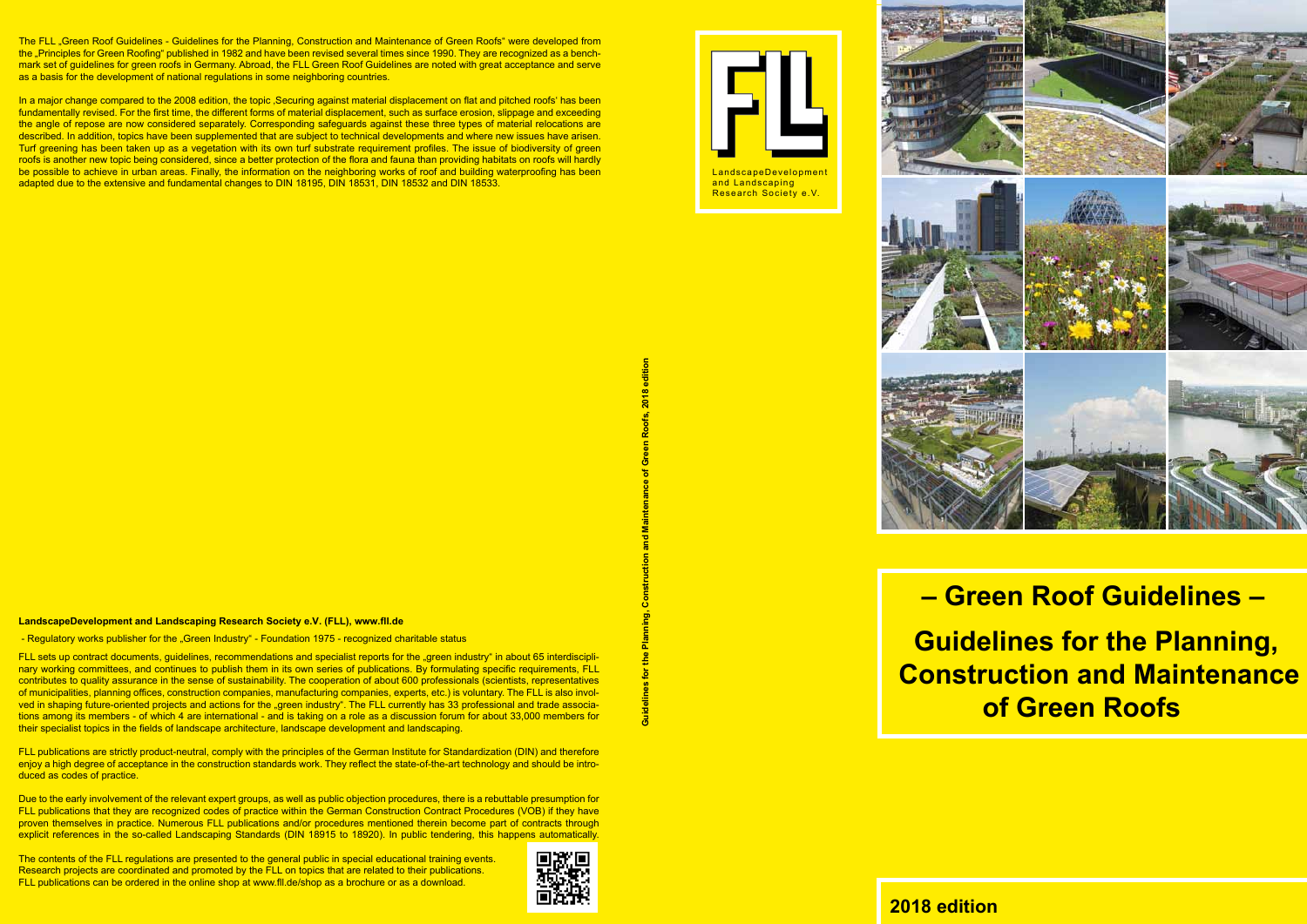The FLL „Green Roof Guidelines - Guidelines for the Planning, Construction and Maintenance of Green Roofs" were developed from the „Principles for Green Roofing" published in 1982 and have been revised several times since 1990. They are recognized as a benchmark set of guidelines for green roofs in Germany. Abroad, the FLL Green Roof Guidelines are noted with great acceptance and serve as a basis for the development of national regulations in some neighboring countries.

In a major change compared to the 2008 edition, the topic ‚Securing against material displacement on flat and pitched roofs' has been fundamentally revised. For the first time, the different forms of material displacement, such as surface erosion, slippage and exceeding the angle of repose are now considered separately. Corresponding safeguards against these three types of material relocations are described. In addition, topics have been supplemented that are subject to technical developments and where new issues have arisen. Turf greening has been taken up as a vegetation with its own turf substrate requirement profiles. The issue of biodiversity of green roofs is another new topic being considered, since a better protection of the flora and fauna than providing habitats on roofs will hardly be possible to achieve in urban areas. Finally, the information on the neighboring works of roof and building waterproofing has been adapted due to the extensive and fundamental changes to DIN 18195, DIN 18531, DIN 18532 and DIN 18533.

**LandscapeDevelopment and Landscaping Research Society e.V. (FLL), www.fll.de**

- Regulatory works publisher for the „Green Industry" - Foundation 1975 - recognized charitable status

FLL sets up contract documents, guidelines, recommendations and specialist reports for the „green industry" in about 65 interdisciplinary working committees, and continues to publish them in its own series of publications. By formulating specific requirements, FLL contributes to quality assurance in the sense of sustainability. The cooperation of about 600 professionals (scientists, representatives of municipalities, planning offices, construction companies, manufacturing companies, experts, etc.) is voluntary. The FLL is also involved in shaping future-oriented projects and actions for the „green industry". The FLL currently has 33 professional and trade associations among its members - of which 4 are international - and is taking on a role as a discussion forum for about 33,000 members for their specialist topics in the fields of landscape architecture, landscape development and landscaping.

FLL publications are strictly product-neutral, comply with the principles of the German Institute for Standardization (DIN) and therefore enjoy a high degree of acceptance in the construction standards work. They reflect the state-of-the-art technology and should be introduced as codes of practice.

Due to the early involvement of the relevant expert groups, as well as public objection procedures, there is a rebuttable presumption for FLL publications that they are recognized codes of practice within the German Construction Contract Procedures (VOB) if they have proven themselves in practice. Numerous FLL publications and/or procedures mentioned therein become part of contracts through explicit references in the so-called Landscaping Standards (DIN 18915 to 18920). In public tendering, this happens automatically.

The contents of the FLL regulations are presented to the general public in special educational training events. Research projects are coordinated and promoted by the FLL on topics that are related to their publications. FLL publications can be ordered in the online shop at www.fll.de/shop as a brochure or as a download.

**Guidelines for the Planning, Construction and Maintenance of Green Roofs, 2018 edition**

FLL

LandscapeDevelopment and Landscaping Research Society e.V.

# – Green Roof Guidelines –

# Guidelines for the Planning, Construction and Maintenance of Green Roofs

**2018 edition**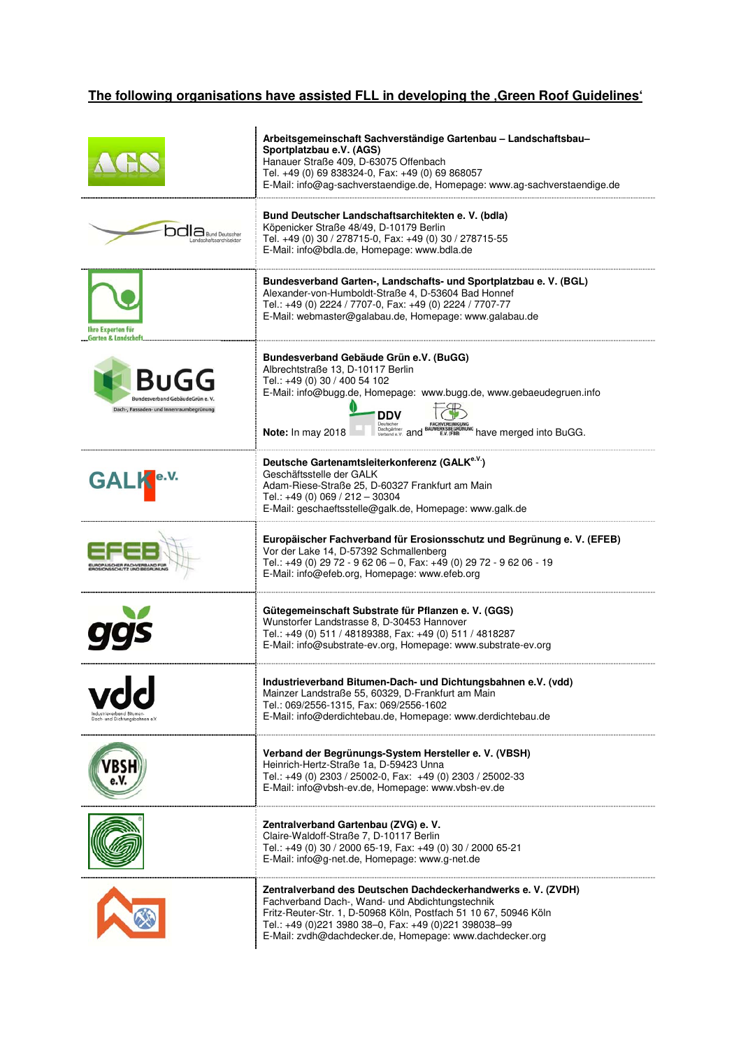## The following organisations have assisted FLL in developing the ‚Green Roof Guidelines'

**Arbeitsgemeinschaft Sachverständige Gartenbau – Landschaftsbau– Sportplatzbau e.V. (AGS)**
Hanauer Straße 409, D-63075 Offenbach
Tel. +49 (0) 69 838324-0, Fax: +49 (0) 69 868057
E-Mail: info@ag-sachverstaendige.de, Homepage: www.ag-sachverstaendige.de

---

**Bund Deutscher Landschaftsarchitekten e. V. (bdla)**
Köpenicker Straße 48/49, D-10179 Berlin
Tel. +49 (0) 30 / 278715-0, Fax: +49 (0) 30 / 278715-55
E-Mail: info@bdla.de, Homepage: www.bdla.de

---

**Bundesverband Garten-, Landschafts- und Sportplatzbau e. V. (BGL)**
Alexander-von-Humboldt-Straße 4, D-53604 Bad Honnef
Tel.: +49 (0) 2224 / 7707-0, Fax: +49 (0) 2224 / 7707-77
E-Mail: webmaster@galabau.de, Homepage: www.galabau.de

---

**Bundesverband Gebäude Grün e.V. (BuGG)**
Albrechtstraße 13, D-10117 Berlin
Tel.: +49 (0) 30 / 400 54 102
E-Mail: info@bugg.de, Homepage: www.bugg.de, www.gebaeudegruen.info

**Note:** In may 2018 DDV and FBB have merged into BuGG.

---

**Deutsche Gartenamtsleiterkonferenz (GALK[e.V.])**
Geschäftsstelle der GALK
Adam-Riese-Straße 25, D-60327 Frankfurt am Main
Tel.: +49 (0) 069 / 212 – 30304
E-Mail: geschaeftsstelle@galk.de, Homepage: www.galk.de

---

**Europäischer Fachverband für Erosionsschutz und Begrünung e. V. (EFEB)**
Vor der Lake 14, D-57392 Schmallenberg
Tel.: +49 (0) 29 72 - 9 62 06 – 0, Fax: +49 (0) 29 72 - 9 62 06 - 19
E-Mail: info@efeb.org, Homepage: www.efeb.org

---

**Gütegemeinschaft Substrate für Pflanzen e. V. (GGS)**
Wunstorfer Landstrasse 8, D-30453 Hannover
Tel.: +49 (0) 511 / 48189388, Fax: +49 (0) 511 / 4818287
E-Mail: info@substrate-ev.org, Homepage: www.substrate-ev.org

---

**Industrieverband Bitumen-Dach- und Dichtungsbahnen e.V. (vdd)**
Mainzer Landstraße 55, 60329, D-Frankfurt am Main
Tel.: 069/2556-1315, Fax: 069/2556-1602
E-Mail: info@derdichtebau.de, Homepage: www.derdichtebau.de

---

**Verband der Begrünungs-System Hersteller e. V. (VBSH)**
Heinrich-Hertz-Straße 1a, D-59423 Unna
Tel.: +49 (0) 2303 / 25002-0, Fax: +49 (0) 2303 / 25002-33
E-Mail: info@vbsh-ev.de, Homepage: www.vbsh-ev.de

---

**Zentralverband Gartenbau (ZVG) e. V.**
Claire-Waldoff-Straße 7, D-10117 Berlin
Tel.: +49 (0) 30 / 2000 65-19, Fax: +49 (0) 30 / 2000 65-21
E-Mail: info@g-net.de, Homepage: www.g-net.de

---

**Zentralverband des Deutschen Dachdeckerhandwerks e. V. (ZVDH)**
Fachverband Dach-, Wand- und Abdichtungstechnik
Fritz-Reuter-Str. 1, D-50968 Köln, Postfach 51 10 67, 50946 Köln
Tel.: +49 (0)221 3980 38–0, Fax: +49 (0)221 398038–99
E-Mail: zvdh@dachdecker.de, Homepage: www.dachdecker.org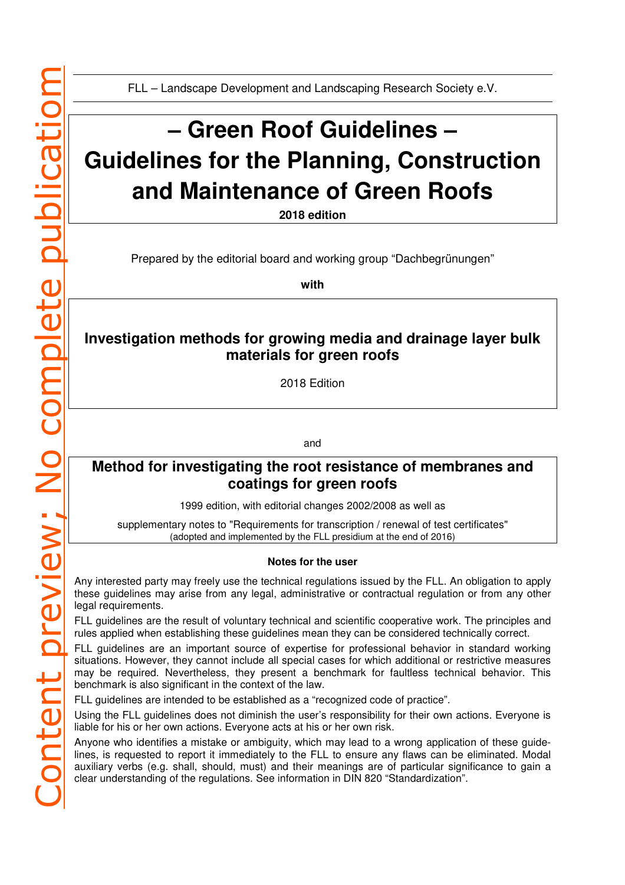FLL – Landscape Development and Landscaping Research Society e.V.

# – Green Roof Guidelines – Guidelines for the Planning, Construction and Maintenance of Green Roofs

**2018 edition**

Prepared by the editorial board and working group "Dachbegrünungen"

**with**

## Investigation methods for growing media and drainage layer bulk materials for green roofs

2018 Edition

and

## Method for investigating the root resistance of membranes and coatings for green roofs

1999 edition, with editorial changes 2002/2008 as well as

supplementary notes to "Requirements for transcription / renewal of test certificates"
(adopted and implemented by the FLL presidium at the end of 2016)

**Notes for the user**

Any interested party may freely use the technical regulations issued by the FLL. An obligation to apply these guidelines may arise from any legal, administrative or contractual regulation or from any other legal requirements.

FLL guidelines are the result of voluntary technical and scientific cooperative work. The principles and rules applied when establishing these guidelines mean they can be considered technically correct.

FLL guidelines are an important source of expertise for professional behavior in standard working situations. However, they cannot include all special cases for which additional or restrictive measures may be required. Nevertheless, they present a benchmark for faultless technical behavior. This benchmark is also significant in the context of the law.

FLL guidelines are intended to be established as a "recognized code of practice".

Using the FLL guidelines does not diminish the user's responsibility for their own actions. Everyone is liable for his or her own actions. Everyone acts at his or her own risk.

Anyone who identifies a mistake or ambiguity, which may lead to a wrong application of these guidelines, is requested to report it immediately to the FLL to ensure any flaws can be eliminated. Modal auxiliary verbs (e.g. shall, should, must) and their meanings are of particular significance to gain a clear understanding of the regulations. See information in DIN 820 "Standardization".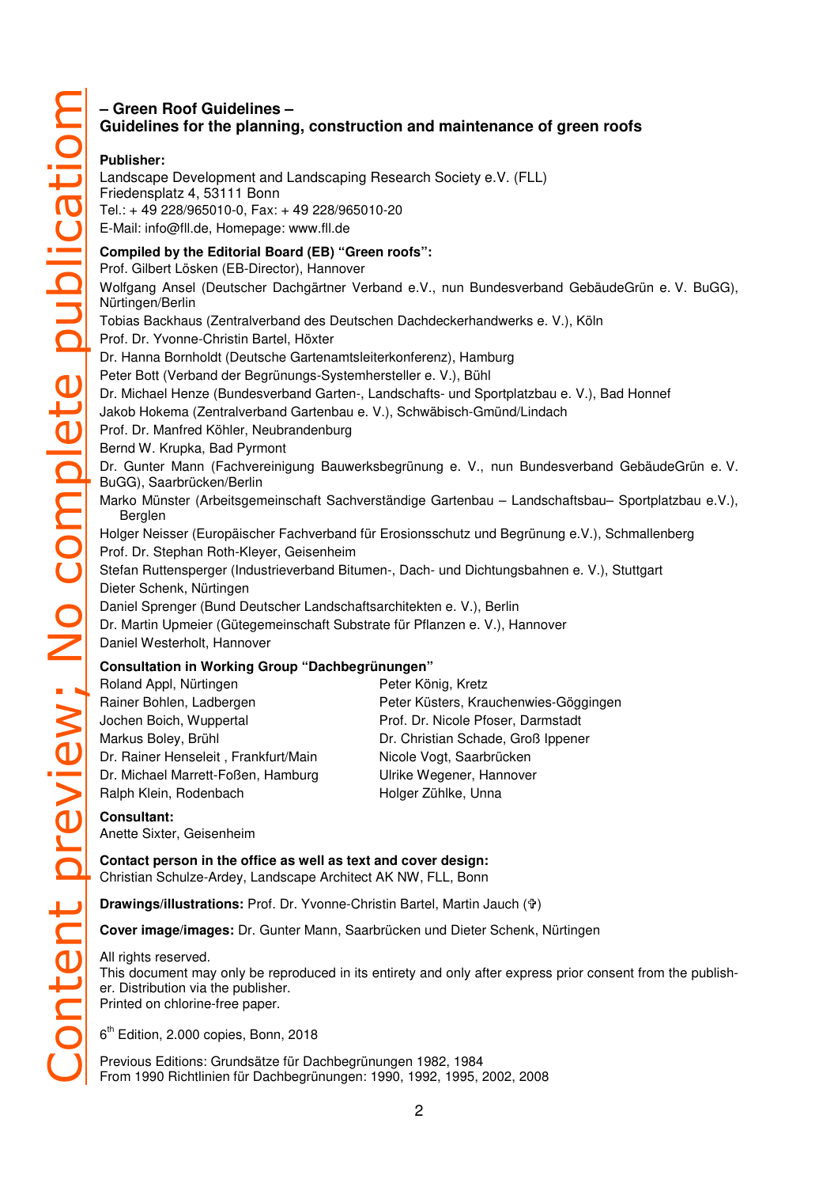**– Green Roof Guidelines –**
**Guidelines for the planning, construction and maintenance of green roofs**

**Publisher:**
Landscape Development and Landscaping Research Society e.V. (FLL)
Friedensplatz 4, 53111 Bonn
Tel.: + 49 228/965010-0, Fax: + 49 228/965010-20
E-Mail: info@fll.de, Homepage: www.fll.de

**Compiled by the Editorial Board (EB) "Green roofs":**
Prof. Gilbert Lösken (EB-Director), Hannover
Wolfgang Ansel (Deutscher Dachgärtner Verband e.V., nun Bundesverband GebäudeGrün e. V. BuGG), Nürtingen/Berlin
Tobias Backhaus (Zentralverband des Deutschen Dachdeckerhandwerks e. V.), Köln
Prof. Dr. Yvonne-Christin Bartel, Höxter
Dr. Hanna Bornholdt (Deutsche Gartenamtsleiterkonferenz), Hamburg
Peter Bott (Verband der Begrünungs-Systemhersteller e. V.), Bühl
Dr. Michael Henze (Bundesverband Garten-, Landschafts- und Sportplatzbau e. V.), Bad Honnef
Jakob Hokema (Zentralverband Gartenbau e. V.), Schwäbisch-Gmünd/Lindach
Prof. Dr. Manfred Köhler, Neubrandenburg
Bernd W. Krupka, Bad Pyrmont
Dr. Gunter Mann (Fachvereinigung Bauwerksbegrünung e. V., nun Bundesverband GebäudeGrün e. V. BuGG), Saarbrücken/Berlin
Marko Münster (Arbeitsgemeinschaft Sachverständige Gartenbau – Landschaftsbau– Sportplatzbau e.V.), Berglen
Holger Neisser (Europäischer Fachverband für Erosionsschutz und Begrünung e.V.), Schmallenberg
Prof. Dr. Stephan Roth-Kleyer, Geisenheim
Stefan Ruttensperger (Industrieverband Bitumen-, Dach- und Dichtungsbahnen e. V.), Stuttgart
Dieter Schenk, Nürtingen
Daniel Sprenger (Bund Deutscher Landschaftsarchitekten e. V.), Berlin
Dr. Martin Upmeier (Gütegemeinschaft Substrate für Pflanzen e. V.), Hannover
Daniel Westerholt, Hannover

**Consultation in Working Group "Dachbegrünungen"**
Roland Appl, Nürtingen
Rainer Bohlen, Ladbergen
Jochen Boich, Wuppertal
Markus Boley, Brühl
Dr. Rainer Henseleit , Frankfurt/Main
Dr. Michael Marrett-Foßen, Hamburg
Ralph Klein, Rodenbach
Peter König, Kretz
Peter Küsters, Krauchenwies-Göggingen
Prof. Dr. Nicole Pfoser, Darmstadt
Dr. Christian Schade, Groß Ippener
Nicole Vogt, Saarbrücken
Ulrike Wegener, Hannover
Holger Zühlke, Unna

**Consultant:**
Anette Sixter, Geisenheim

**Contact person in the office as well as text and cover design:**
Christian Schulze-Ardey, Landscape Architect AK NW, FLL, Bonn

**Drawings/illustrations:** Prof. Dr. Yvonne-Christin Bartel, Martin Jauch (✝)

**Cover image/images:** Dr. Gunter Mann, Saarbrücken und Dieter Schenk, Nürtingen

All rights reserved.
This document may only be reproduced in its entirety and only after express prior consent from the publisher. Distribution via the publisher.
Printed on chlorine-free paper.

6th Edition, 2.000 copies, Bonn, 2018

Previous Editions: Grundsätze für Dachbegrünungen 1982, 1984
From 1990 Richtlinien für Dachbegrünungen: 1990, 1992, 1995, 2002, 2008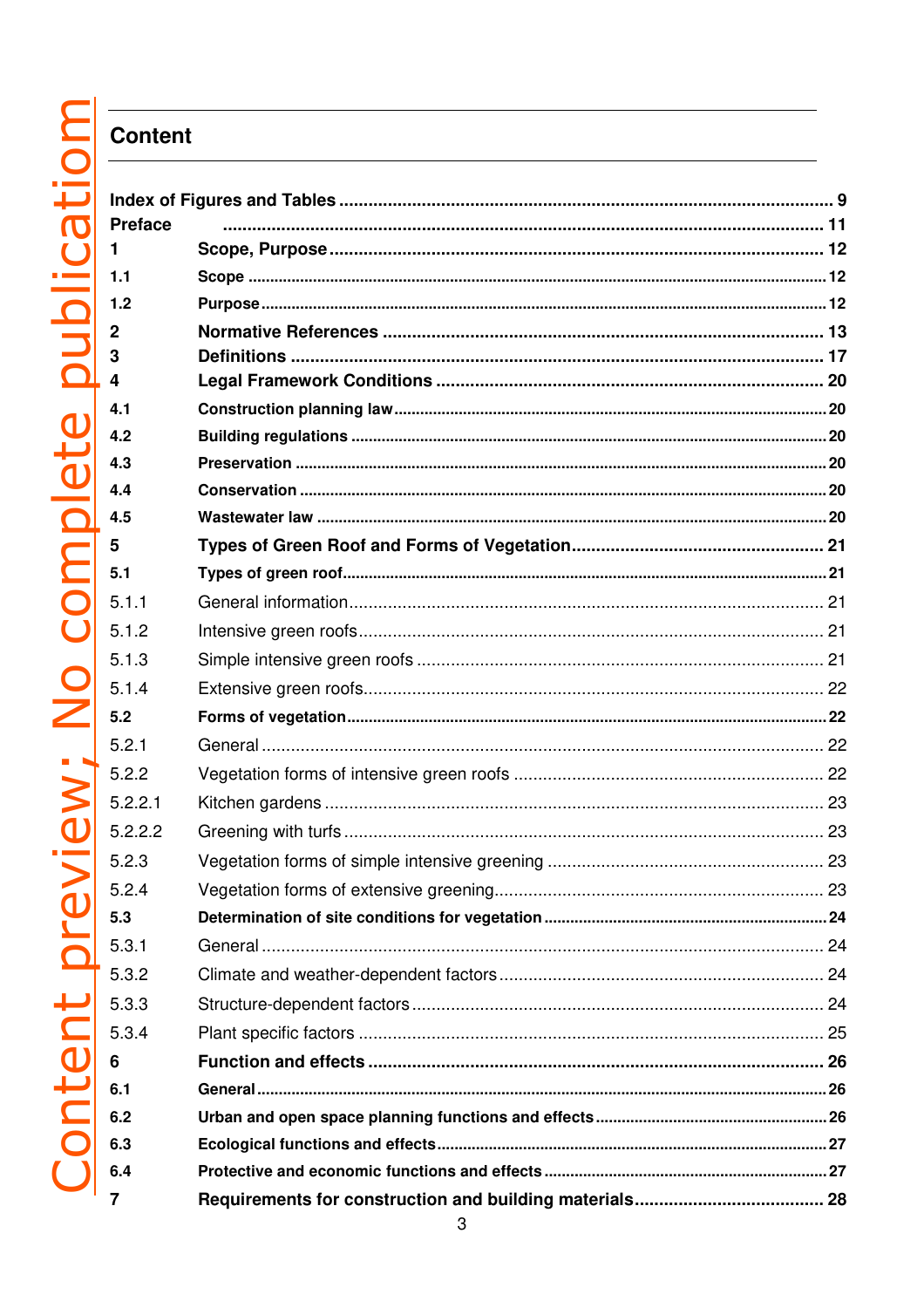## Content

| | | |
|---|---|---|
| **Index of Figures and Tables** | | **9** |
| **Preface** | | **11** |
| **1** | **Scope, Purpose** | **12** |
| **1.1** | **Scope** | **12** |
| **1.2** | **Purpose** | **12** |
| **2** | **Normative References** | **13** |
| **3** | **Definitions** | **17** |
| **4** | **Legal Framework Conditions** | **20** |
| **4.1** | **Construction planning law** | **20** |
| **4.2** | **Building regulations** | **20** |
| **4.3** | **Preservation** | **20** |
| **4.4** | **Conservation** | **20** |
| **4.5** | **Wastewater law** | **20** |
| **5** | **Types of Green Roof and Forms of Vegetation** | **21** |
| **5.1** | **Types of green roof** | **21** |
| 5.1.1 | General information | 21 |
| 5.1.2 | Intensive green roofs | 21 |
| 5.1.3 | Simple intensive green roofs | 21 |
| 5.1.4 | Extensive green roofs | 22 |
| **5.2** | **Forms of vegetation** | **22** |
| 5.2.1 | General | 22 |
| 5.2.2 | Vegetation forms of intensive green roofs | 22 |
| 5.2.2.1 | Kitchen gardens | 23 |
| 5.2.2.2 | Greening with turfs | 23 |
| 5.2.3 | Vegetation forms of simple intensive greening | 23 |
| 5.2.4 | Vegetation forms of extensive greening | 23 |
| **5.3** | **Determination of site conditions for vegetation** | **24** |
| 5.3.1 | General | 24 |
| 5.3.2 | Climate and weather-dependent factors | 24 |
| 5.3.3 | Structure-dependent factors | 24 |
| 5.3.4 | Plant specific factors | 25 |
| **6** | **Function and effects** | **26** |
| **6.1** | **General** | **26** |
| **6.2** | **Urban and open space planning functions and effects** | **26** |
| **6.3** | **Ecological functions and effects** | **27** |
| **6.4** | **Protective and economic functions and effects** | **27** |
| **7** | **Requirements for construction and building materials** | **28** |

Content preview; No complete publication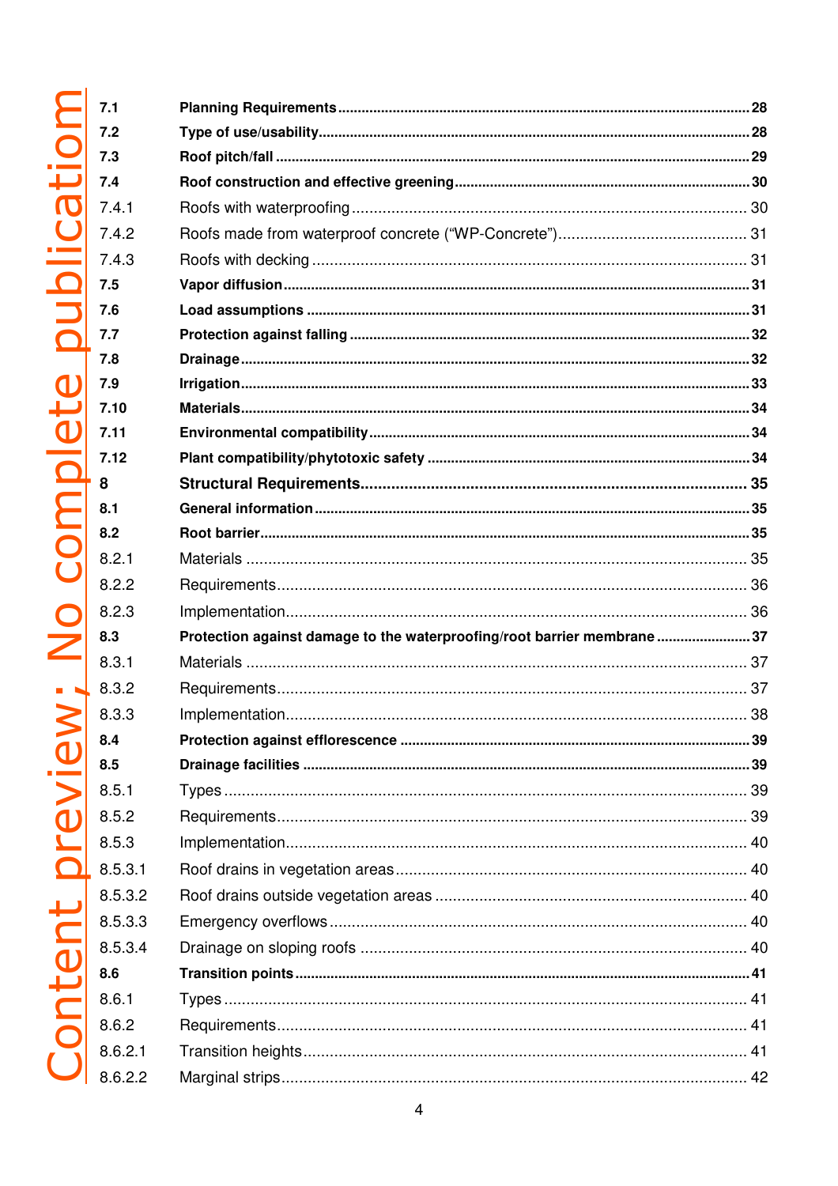Content preview; No complete publication

| | | |
|---|---|---|
| **7.1** | **Planning Requirements** | **28** |
| **7.2** | **Type of use/usability** | **28** |
| **7.3** | **Roof pitch/fall** | **29** |
| **7.4** | **Roof construction and effective greening** | **30** |
| 7.4.1 | Roofs with waterproofing | 30 |
| 7.4.2 | Roofs made from waterproof concrete (“WP-Concrete”) | 31 |
| 7.4.3 | Roofs with decking | 31 |
| **7.5** | **Vapor diffusion** | **31** |
| **7.6** | **Load assumptions** | **31** |
| **7.7** | **Protection against falling** | **32** |
| **7.8** | **Drainage** | **32** |
| **7.9** | **Irrigation** | **33** |
| **7.10** | **Materials** | **34** |
| **7.11** | **Environmental compatibility** | **34** |
| **7.12** | **Plant compatibility/phytotoxic safety** | **34** |
| **8** | **Structural Requirements** | **35** |
| **8.1** | **General information** | **35** |
| **8.2** | **Root barrier** | **35** |
| 8.2.1 | Materials | 35 |
| 8.2.2 | Requirements | 36 |
| 8.2.3 | Implementation | 36 |
| **8.3** | **Protection against damage to the waterproofing/root barrier membrane** | **37** |
| 8.3.1 | Materials | 37 |
| 8.3.2 | Requirements | 37 |
| 8.3.3 | Implementation | 38 |
| **8.4** | **Protection against efflorescence** | **39** |
| **8.5** | **Drainage facilities** | **39** |
| 8.5.1 | Types | 39 |
| 8.5.2 | Requirements | 39 |
| 8.5.3 | Implementation | 40 |
| 8.5.3.1 | Roof drains in vegetation areas | 40 |
| 8.5.3.2 | Roof drains outside vegetation areas | 40 |
| 8.5.3.3 | Emergency overflows | 40 |
| 8.5.3.4 | Drainage on sloping roofs | 40 |
| **8.6** | **Transition points** | **41** |
| 8.6.1 | Types | 41 |
| 8.6.2 | Requirements | 41 |
| 8.6.2.1 | Transition heights | 41 |
| 8.6.2.2 | Marginal strips | 42 |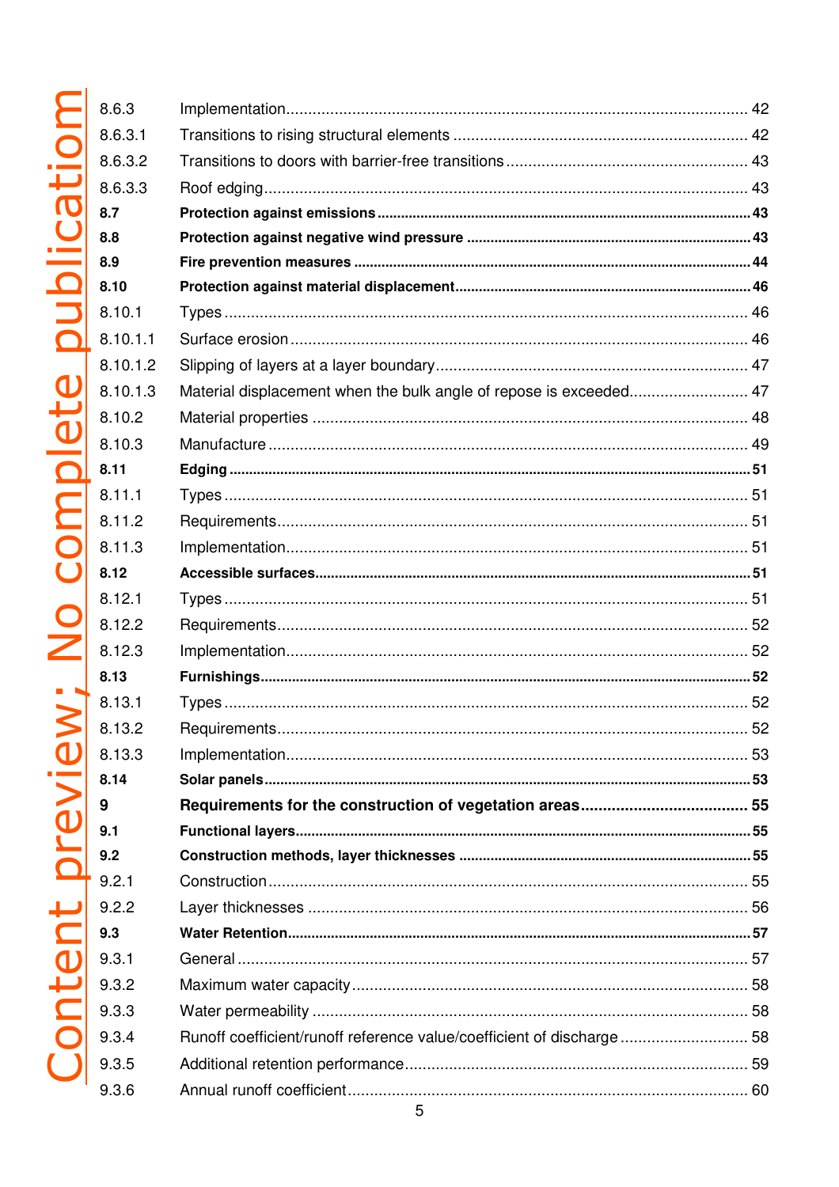| | | |
|---|---|---|
| 8.6.3 | Implementation | 42 |
| 8.6.3.1 | Transitions to rising structural elements | 42 |
| 8.6.3.2 | Transitions to doors with barrier-free transitions | 43 |
| 8.6.3.3 | Roof edging | 43 |
| **8.7** | **Protection against emissions** | **43** |
| **8.8** | **Protection against negative wind pressure** | **43** |
| **8.9** | **Fire prevention measures** | **44** |
| **8.10** | **Protection against material displacement** | **46** |
| 8.10.1 | Types | 46 |
| 8.10.1.1 | Surface erosion | 46 |
| 8.10.1.2 | Slipping of layers at a layer boundary | 47 |
| 8.10.1.3 | Material displacement when the bulk angle of repose is exceeded | 47 |
| 8.10.2 | Material properties | 48 |
| 8.10.3 | Manufacture | 49 |
| **8.11** | **Edging** | **51** |
| 8.11.1 | Types | 51 |
| 8.11.2 | Requirements | 51 |
| 8.11.3 | Implementation | 51 |
| **8.12** | **Accessible surfaces** | **51** |
| 8.12.1 | Types | 51 |
| 8.12.2 | Requirements | 52 |
| 8.12.3 | Implementation | 52 |
| **8.13** | **Furnishings** | **52** |
| 8.13.1 | Types | 52 |
| 8.13.2 | Requirements | 52 |
| 8.13.3 | Implementation | 53 |
| **8.14** | **Solar panels** | **53** |
| **9** | **Requirements for the construction of vegetation areas** | **55** |
| **9.1** | **Functional layers** | **55** |
| **9.2** | **Construction methods, layer thicknesses** | **55** |
| 9.2.1 | Construction | 55 |
| 9.2.2 | Layer thicknesses | 56 |
| **9.3** | **Water Retention** | **57** |
| 9.3.1 | General | 57 |
| 9.3.2 | Maximum water capacity | 58 |
| 9.3.3 | Water permeability | 58 |
| 9.3.4 | Runoff coefficient/runoff reference value/coefficient of discharge | 58 |
| 9.3.5 | Additional retention performance | 59 |
| 9.3.6 | Annual runoff coefficient | 60 |

Content preview; No complete publication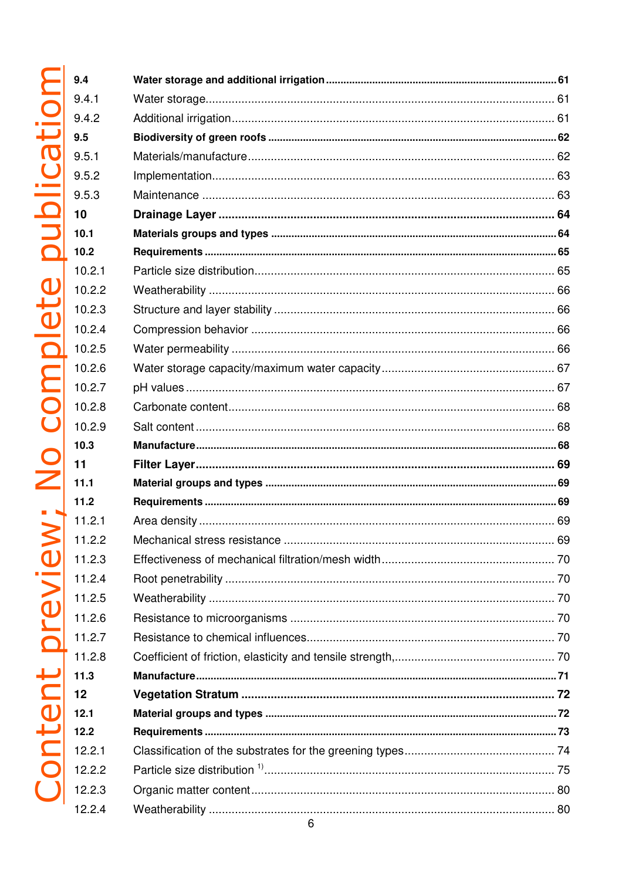| | | |
|---|---|---|
| **9.4** | **Water storage and additional irrigation** | **61** |
| 9.4.1 | Water storage | 61 |
| 9.4.2 | Additional irrigation | 61 |
| **9.5** | **Biodiversity of green roofs** | **62** |
| 9.5.1 | Materials/manufacture | 62 |
| 9.5.2 | Implementation | 63 |
| 9.5.3 | Maintenance | 63 |
| **10** | **Drainage Layer** | **64** |
| **10.1** | **Materials groups and types** | **64** |
| **10.2** | **Requirements** | **65** |
| 10.2.1 | Particle size distribution | 65 |
| 10.2.2 | Weatherability | 66 |
| 10.2.3 | Structure and layer stability | 66 |
| 10.2.4 | Compression behavior | 66 |
| 10.2.5 | Water permeability | 66 |
| 10.2.6 | Water storage capacity/maximum water capacity | 67 |
| 10.2.7 | pH values | 67 |
| 10.2.8 | Carbonate content | 68 |
| 10.2.9 | Salt content | 68 |
| **10.3** | **Manufacture** | **68** |
| **11** | **Filter Layer** | **69** |
| **11.1** | **Material groups and types** | **69** |
| **11.2** | **Requirements** | **69** |
| 11.2.1 | Area density | 69 |
| 11.2.2 | Mechanical stress resistance | 69 |
| 11.2.3 | Effectiveness of mechanical filtration/mesh width | 70 |
| 11.2.4 | Root penetrability | 70 |
| 11.2.5 | Weatherability | 70 |
| 11.2.6 | Resistance to microorganisms | 70 |
| 11.2.7 | Resistance to chemical influences | 70 |
| 11.2.8 | Coefficient of friction, elasticity and tensile strength, | 70 |
| **11.3** | **Manufacture** | **71** |
| **12** | **Vegetation Stratum** | **72** |
| **12.1** | **Material groups and types** | **72** |
| **12.2** | **Requirements** | **73** |
| 12.2.1 | Classification of the substrates for the greening types | 74 |
| 12.2.2 | Particle size distribution [1] | 75 |
| 12.2.3 | Organic matter content | 80 |
| 12.2.4 | Weatherability | 80 |

Content preview; No complete publication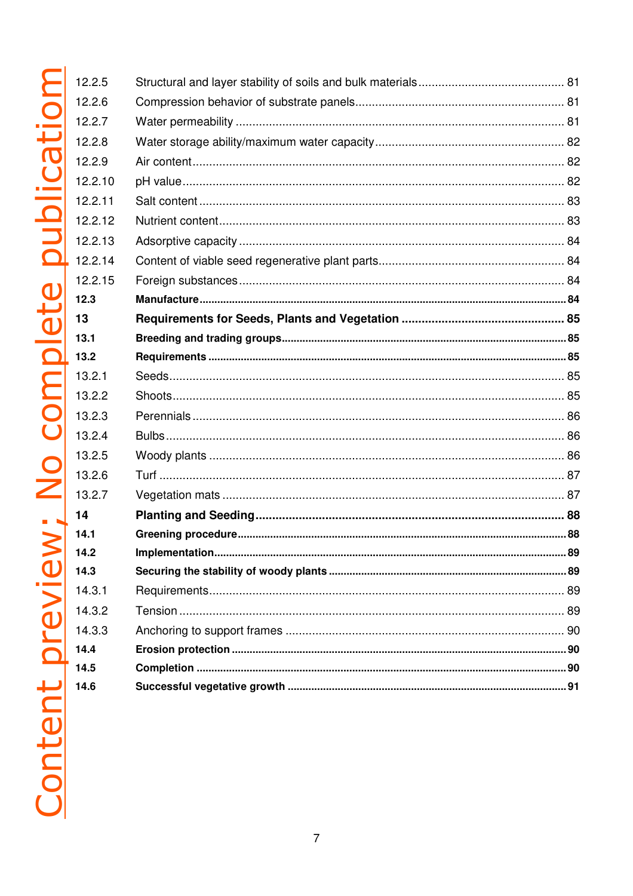Content preview; No complete publication

| | | |
|---|---|---|
| 12.2.5 | Structural and layer stability of soils and bulk materials | 81 |
| 12.2.6 | Compression behavior of substrate panels | 81 |
| 12.2.7 | Water permeability | 81 |
| 12.2.8 | Water storage ability/maximum water capacity | 82 |
| 12.2.9 | Air content | 82 |
| 12.2.10 | pH value | 82 |
| 12.2.11 | Salt content | 83 |
| 12.2.12 | Nutrient content | 83 |
| 12.2.13 | Adsorptive capacity | 84 |
| 12.2.14 | Content of viable seed regenerative plant parts | 84 |
| 12.2.15 | Foreign substances | 84 |
| **12.3** | **Manufacture** | **84** |
| **13** | **Requirements for Seeds, Plants and Vegetation** | **85** |
| **13.1** | **Breeding and trading groups** | **85** |
| **13.2** | **Requirements** | **85** |
| 13.2.1 | Seeds | 85 |
| 13.2.2 | Shoots | 85 |
| 13.2.3 | Perennials | 86 |
| 13.2.4 | Bulbs | 86 |
| 13.2.5 | Woody plants | 86 |
| 13.2.6 | Turf | 87 |
| 13.2.7 | Vegetation mats | 87 |
| **14** | **Planting and Seeding** | **88** |
| **14.1** | **Greening procedure** | **88** |
| **14.2** | **Implementation** | **89** |
| **14.3** | **Securing the stability of woody plants** | **89** |
| 14.3.1 | Requirements | 89 |
| 14.3.2 | Tension | 89 |
| 14.3.3 | Anchoring to support frames | 90 |
| **14.4** | **Erosion protection** | **90** |
| **14.5** | **Completion** | **90** |
| **14.6** | **Successful vegetative growth** | **91** |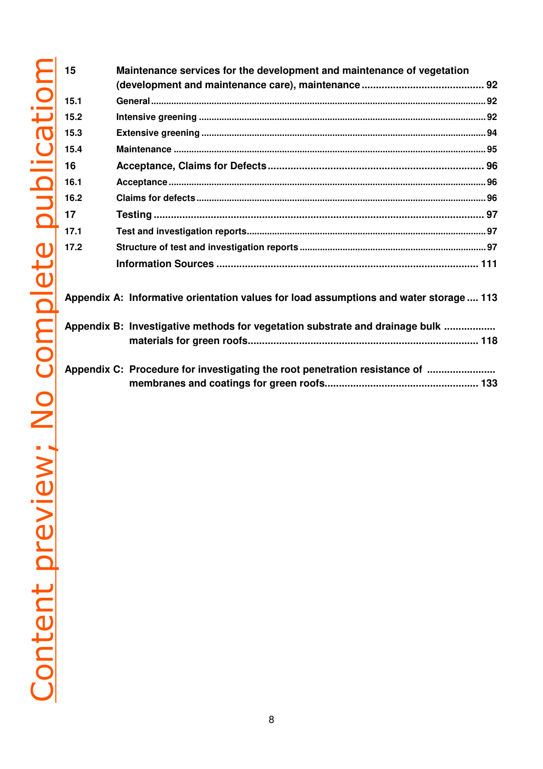| | | |
|---|---|---|
| **15** | **Maintenance services for the development and maintenance of vegetation (development and maintenance care), maintenance** | **92** |
| 15.1 | General | 92 |
| 15.2 | Intensive greening | 92 |
| 15.3 | Extensive greening | 94 |
| 15.4 | Maintenance | 95 |
| **16** | **Acceptance, Claims for Defects** | **96** |
| 16.1 | Acceptance | 96 |
| 16.2 | Claims for defects | 96 |
| **17** | **Testing** | **97** |
| 17.1 | Test and investigation reports | 97 |
| 17.2 | Structure of test and investigation reports | 97 |
| | **Information Sources** | **111** |

**Appendix A: Informative orientation values for load assumptions and water storage .... 113**

**Appendix B: Investigative methods for vegetation substrate and drainage bulk materials for green roofs ... 118**

**Appendix C: Procedure for investigating the root penetration resistance of membranes and coatings for green roofs ... 133**

Content preview; No complete publication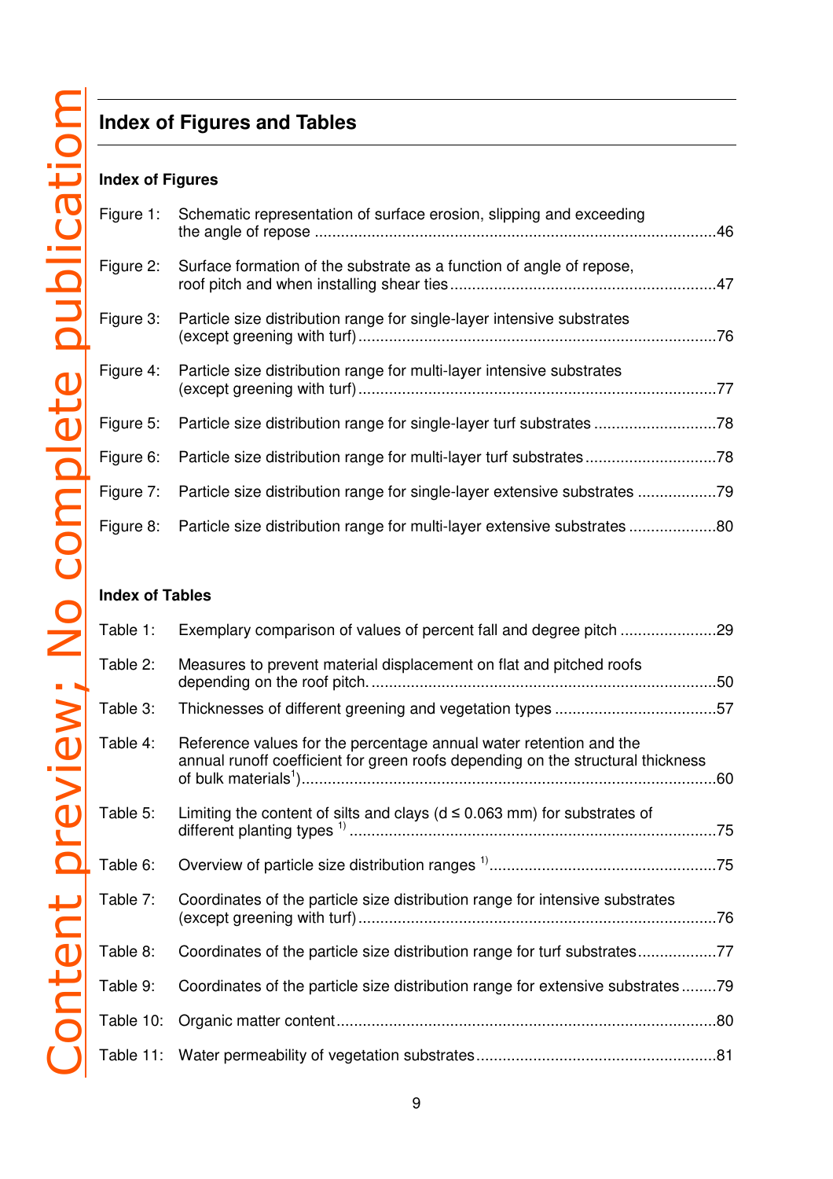## Index of Figures and Tables

### Index of Figures

Figure 1: Schematic representation of surface erosion, slipping and exceeding the angle of repose ....46

Figure 2: Surface formation of the substrate as a function of angle of repose, roof pitch and when installing shear ties ....47

Figure 3: Particle size distribution range for single-layer intensive substrates (except greening with turf) ....76

Figure 4: Particle size distribution range for multi-layer intensive substrates (except greening with turf) ....77

Figure 5: Particle size distribution range for single-layer turf substrates ....78

Figure 6: Particle size distribution range for multi-layer turf substrates ....78

Figure 7: Particle size distribution range for single-layer extensive substrates ....79

Figure 8: Particle size distribution range for multi-layer extensive substrates ....80

### Index of Tables

Table 1: Exemplary comparison of values of percent fall and degree pitch ....29

Table 2: Measures to prevent material displacement on flat and pitched roofs depending on the roof pitch. ....50

Table 3: Thicknesses of different greening and vegetation types ....57

Table 4: Reference values for the percentage annual water retention and the annual runoff coefficient for green roofs depending on the structural thickness of bulk materials[1] ....60

Table 5: Limiting the content of silts and clays (d ≤ 0.063 mm) for substrates of different planting types [1] ....75

Table 6: Overview of particle size distribution ranges [1] ....75

Table 7: Coordinates of the particle size distribution range for intensive substrates (except greening with turf) ....76

Table 8: Coordinates of the particle size distribution range for turf substrates ....77

Table 9: Coordinates of the particle size distribution range for extensive substrates ....79

Table 10: Organic matter content ....80

Table 11: Water permeability of vegetation substrates ....81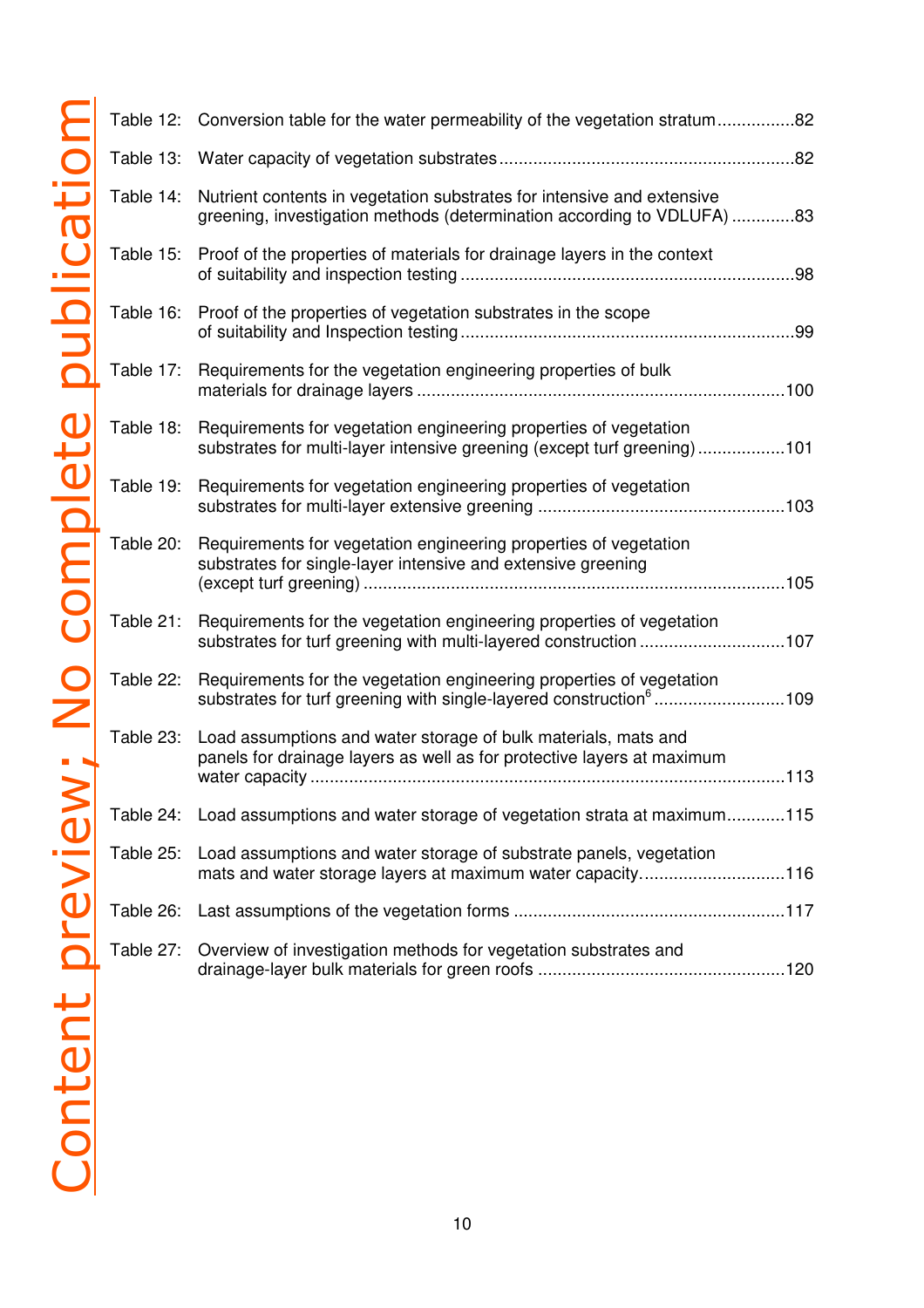Table 12: Conversion table for the water permeability of the vegetation stratum ................82

Table 13: Water capacity of vegetation substrates ............................................................82

Table 14: Nutrient contents in vegetation substrates for intensive and extensive greening, investigation methods (determination according to VDLUFA) .............83

Table 15: Proof of the properties of materials for drainage layers in the context of suitability and inspection testing .....................................................................98

Table 16: Proof of the properties of vegetation substrates in the scope of suitability and Inspection testing .....................................................................99

Table 17: Requirements for the vegetation engineering properties of bulk materials for drainage layers ............................................................................100

Table 18: Requirements for vegetation engineering properties of vegetation substrates for multi-layer intensive greening (except turf greening) ..................101

Table 19: Requirements for vegetation engineering properties of vegetation substrates for multi-layer extensive greening ...................................................103

Table 20: Requirements for vegetation engineering properties of vegetation substrates for single-layer intensive and extensive greening (except turf greening) ......................................................................................105

Table 21: Requirements for the vegetation engineering properties of vegetation substrates for turf greening with multi-layered construction ..............................107

Table 22: Requirements for the vegetation engineering properties of vegetation substrates for turf greening with single-layered construction[6] ............................109

Table 23: Load assumptions and water storage of bulk materials, mats and panels for drainage layers as well as for protective layers at maximum water capacity ..................................................................................................113

Table 24: Load assumptions and water storage of vegetation strata at maximum............115

Table 25: Load assumptions and water storage of substrate panels, vegetation mats and water storage layers at maximum water capacity..............................116

Table 26: Last assumptions of the vegetation forms ........................................................117

Table 27: Overview of investigation methods for vegetation substrates and drainage-layer bulk materials for green roofs ...................................................120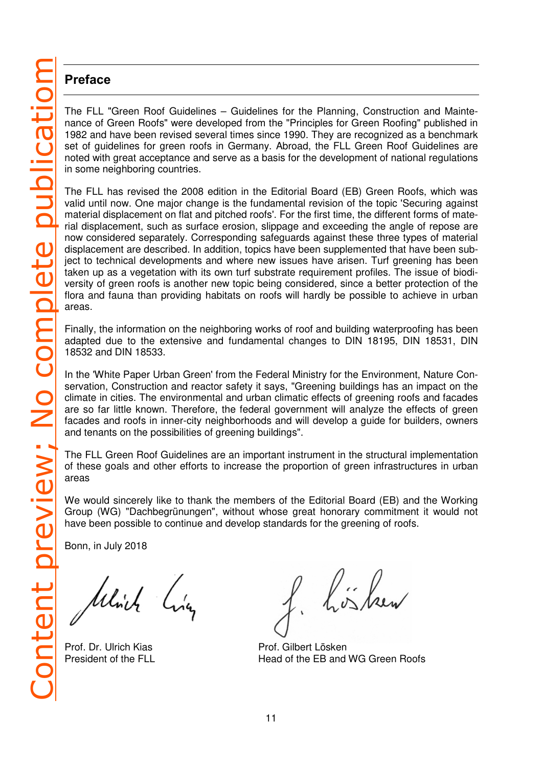## Preface

The FLL "Green Roof Guidelines – Guidelines for the Planning, Construction and Maintenance of Green Roofs" were developed from the "Principles for Green Roofing" published in 1982 and have been revised several times since 1990. They are recognized as a benchmark set of guidelines for green roofs in Germany. Abroad, the FLL Green Roof Guidelines are noted with great acceptance and serve as a basis for the development of national regulations in some neighboring countries.

The FLL has revised the 2008 edition in the Editorial Board (EB) Green Roofs, which was valid until now. One major change is the fundamental revision of the topic 'Securing against material displacement on flat and pitched roofs'. For the first time, the different forms of material displacement, such as surface erosion, slippage and exceeding the angle of repose are now considered separately. Corresponding safeguards against these three types of material displacement are described. In addition, topics have been supplemented that have been subject to technical developments and where new issues have arisen. Turf greening has been taken up as a vegetation with its own turf substrate requirement profiles. The issue of biodiversity of green roofs is another new topic being considered, since a better protection of the flora and fauna than providing habitats on roofs will hardly be possible to achieve in urban areas.

Finally, the information on the neighboring works of roof and building waterproofing has been adapted due to the extensive and fundamental changes to DIN 18195, DIN 18531, DIN 18532 and DIN 18533.

In the 'White Paper Urban Green' from the Federal Ministry for the Environment, Nature Conservation, Construction and reactor safety it says, "Greening buildings has an impact on the climate in cities. The environmental and urban climatic effects of greening roofs and facades are so far little known. Therefore, the federal government will analyze the effects of green facades and roofs in inner-city neighborhoods and will develop a guide for builders, owners and tenants on the possibilities of greening buildings".

The FLL Green Roof Guidelines are an important instrument in the structural implementation of these goals and other efforts to increase the proportion of green infrastructures in urban areas

We would sincerely like to thank the members of the Editorial Board (EB) and the Working Group (WG) "Dachbegrünungen", without whose great honorary commitment it would not have been possible to continue and develop standards for the greening of roofs.

Bonn, in July 2018

Prof. Dr. Ulrich Kias
President of the FLL

Prof. Gilbert Lösken
Head of the EB and WG Green Roofs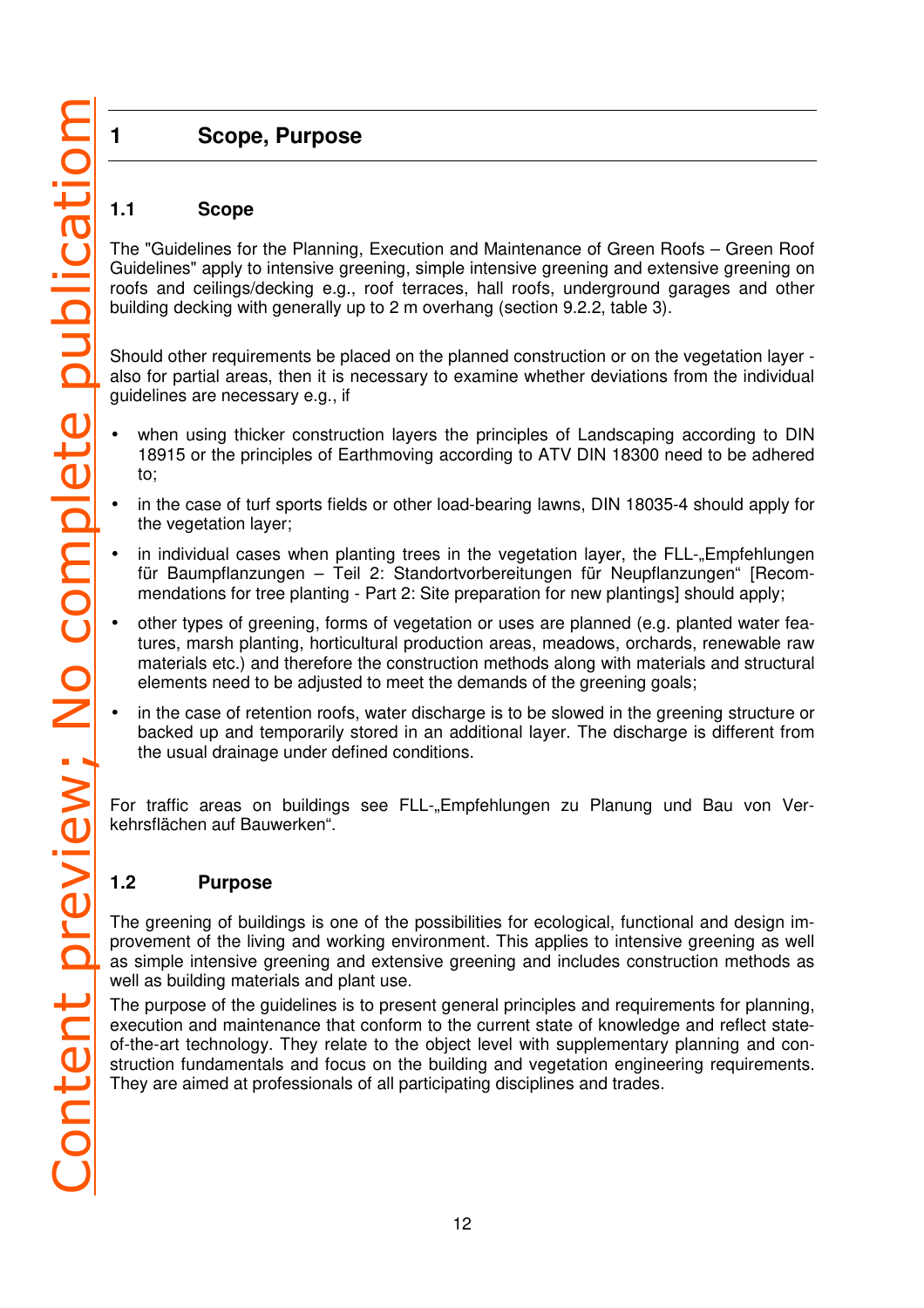# 1 Scope, Purpose

## 1.1 Scope

The "Guidelines for the Planning, Execution and Maintenance of Green Roofs – Green Roof Guidelines" apply to intensive greening, simple intensive greening and extensive greening on roofs and ceilings/decking e.g., roof terraces, hall roofs, underground garages and other building decking with generally up to 2 m overhang (section 9.2.2, table 3).

Should other requirements be placed on the planned construction or on the vegetation layer - also for partial areas, then it is necessary to examine whether deviations from the individual guidelines are necessary e.g., if

- when using thicker construction layers the principles of Landscaping according to DIN 18915 or the principles of Earthmoving according to ATV DIN 18300 need to be adhered to;
- in the case of turf sports fields or other load-bearing lawns, DIN 18035-4 should apply for the vegetation layer;
- in individual cases when planting trees in the vegetation layer, the FLL-„Empfehlungen für Baumpflanzungen – Teil 2: Standortvorbereitungen für Neupflanzungen“ [Recommendations for tree planting - Part 2: Site preparation for new plantings] should apply;
- other types of greening, forms of vegetation or uses are planned (e.g. planted water features, marsh planting, horticultural production areas, meadows, orchards, renewable raw materials etc.) and therefore the construction methods along with materials and structural elements need to be adjusted to meet the demands of the greening goals;
- in the case of retention roofs, water discharge is to be slowed in the greening structure or backed up and temporarily stored in an additional layer. The discharge is different from the usual drainage under defined conditions.

For traffic areas on buildings see FLL-„Empfehlungen zu Planung und Bau von Verkehrsflächen auf Bauwerken“.

## 1.2 Purpose

The greening of buildings is one of the possibilities for ecological, functional and design improvement of the living and working environment. This applies to intensive greening as well as simple intensive greening and extensive greening and includes construction methods as well as building materials and plant use.

The purpose of the guidelines is to present general principles and requirements for planning, execution and maintenance that conform to the current state of knowledge and reflect state-of-the-art technology. They relate to the object level with supplementary planning and construction fundamentals and focus on the building and vegetation engineering requirements. They are aimed at professionals of all participating disciplines and trades.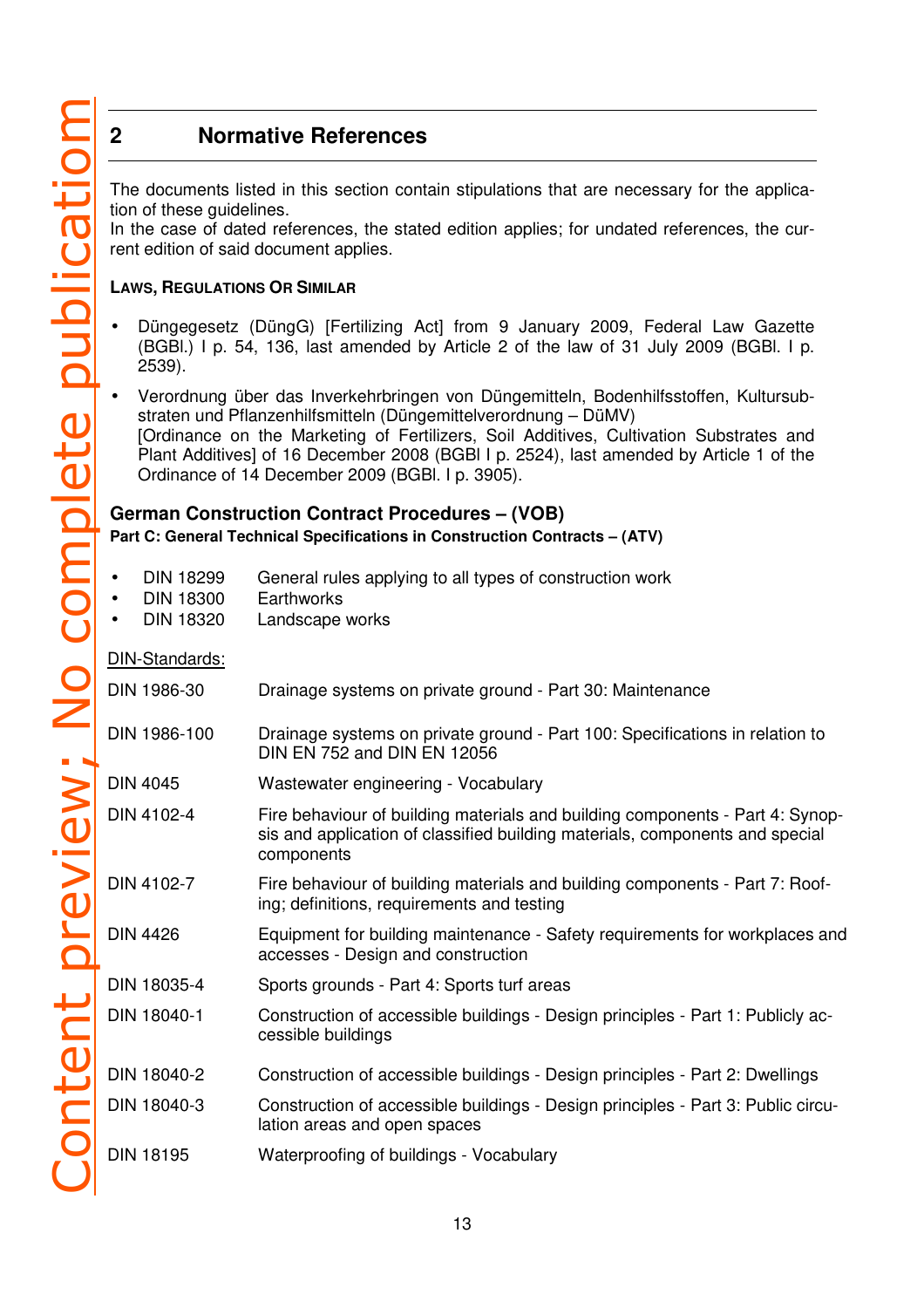## 2 Normative References

The documents listed in this section contain stipulations that are necessary for the application of these guidelines.
In the case of dated references, the stated edition applies; for undated references, the current edition of said document applies.

**LAWS, REGULATIONS OR SIMILAR**

- Düngegesetz (DüngG) [Fertilizing Act] from 9 January 2009, Federal Law Gazette (BGBl.) I p. 54, 136, last amended by Article 2 of the law of 31 July 2009 (BGBl. I p. 2539).
- Verordnung über das Inverkehrbringen von Düngemitteln, Bodenhilfsstoffen, Kultursubstraten und Pflanzenhilfsmitteln (Düngemittelverordnung – DüMV)
  [Ordinance on the Marketing of Fertilizers, Soil Additives, Cultivation Substrates and Plant Additives] of 16 December 2008 (BGBl I p. 2524), last amended by Article 1 of the Ordinance of 14 December 2009 (BGBl. I p. 3905).

**German Construction Contract Procedures – (VOB)**
**Part C: General Technical Specifications in Construction Contracts – (ATV)**

- DIN 18299 General rules applying to all types of construction work
- DIN 18300 Earthworks
- DIN 18320 Landscape works

DIN-Standards:

| | |
|---|---|
| DIN 1986-30 | Drainage systems on private ground - Part 30: Maintenance |
| DIN 1986-100 | Drainage systems on private ground - Part 100: Specifications in relation to DIN EN 752 and DIN EN 12056 |
| DIN 4045 | Wastewater engineering - Vocabulary |
| DIN 4102-4 | Fire behaviour of building materials and building components - Part 4: Synopsis and application of classified building materials, components and special components |
| DIN 4102-7 | Fire behaviour of building materials and building components - Part 7: Roofing; definitions, requirements and testing |
| DIN 4426 | Equipment for building maintenance - Safety requirements for workplaces and accesses - Design and construction |
| DIN 18035-4 | Sports grounds - Part 4: Sports turf areas |
| DIN 18040-1 | Construction of accessible buildings - Design principles - Part 1: Publicly accessible buildings |
| DIN 18040-2 | Construction of accessible buildings - Design principles - Part 2: Dwellings |
| DIN 18040-3 | Construction of accessible buildings - Design principles - Part 3: Public circulation areas and open spaces |
| DIN 18195 | Waterproofing of buildings - Vocabulary |